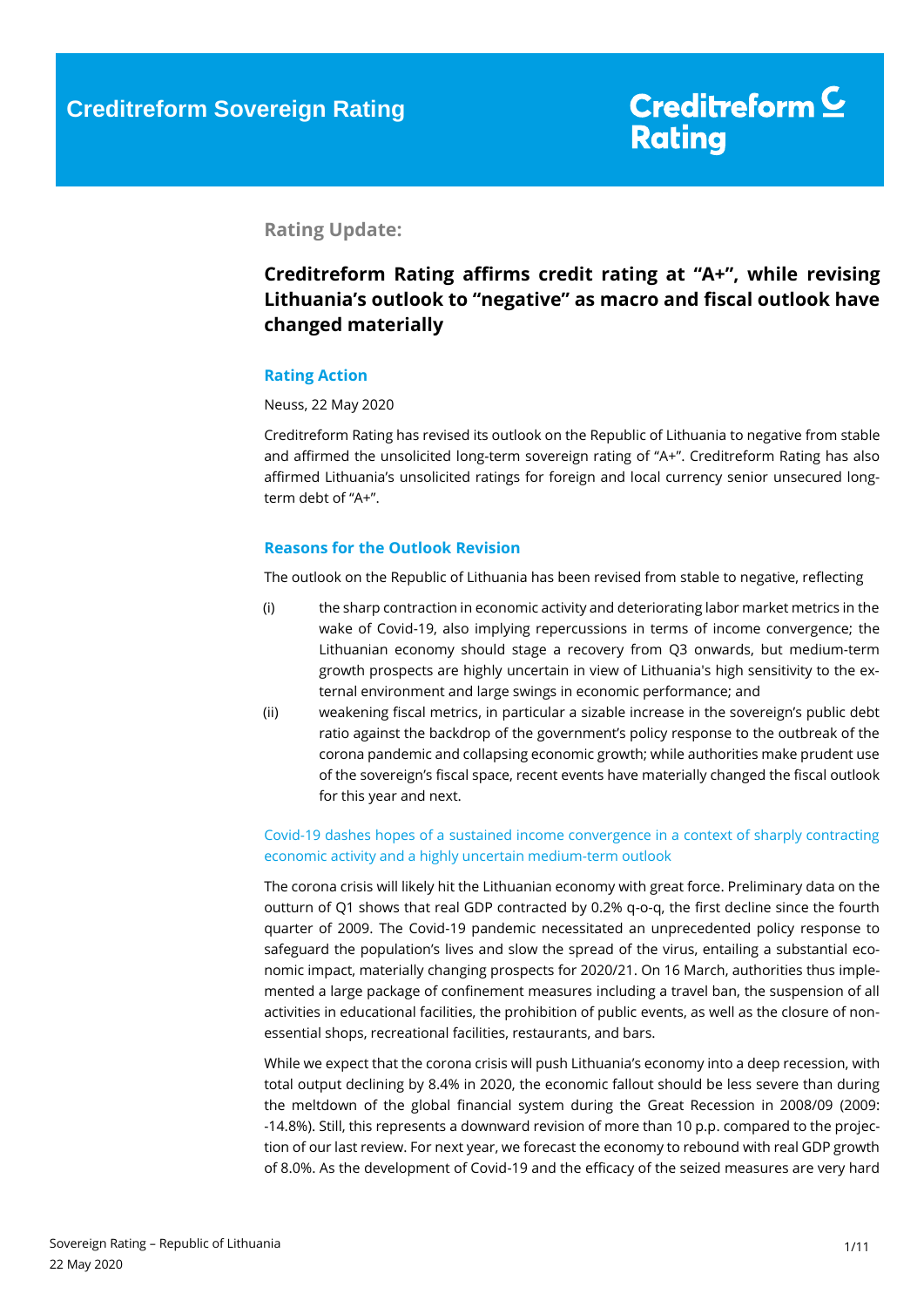# Creditreform Sovereign Rating

Creditreform Rating

## Rating Update:

### Creditreform Rating affirms credit rating at "A+", while revising Lithuania's outlook to "negative" as macro and fiscal outlook have changed materially

#### Rating Action

Neuss, 22 May 2020

Creditreform Rating has revised its outlook on the Republic of Lithuania to negative from stable and affirmed the unsolicited long-term sovereign rating of "A+". Creditreform Rating has also affirmed Lithuania's unsolicited ratings for foreign and local currency senior unsecured long-term debt of "A+".

#### Reasons for the Outlook Revision

The outlook on the Republic of Lithuania has been revised from stable to negative, reflecting

(i) the sharp contraction in economic activity and deteriorating labor market metrics in the wake of Covid-19, also implying repercussions in terms of income convergence; the Lithuanian economy should stage a recovery from Q3 onwards, but medium-term growth prospects are highly uncertain in view of Lithuania's high sensitivity to the external environment and large swings in economic performance; and

(ii) weakening fiscal metrics, in particular a sizable increase in the sovereign's public debt ratio against the backdrop of the government's policy response to the outbreak of the corona pandemic and collapsing economic growth; while authorities make prudent use of the sovereign's fiscal space, recent events have materially changed the fiscal outlook for this year and next.

Covid-19 dashes hopes of a sustained income convergence in a context of sharply contracting economic activity and a highly uncertain medium-term outlook

The corona crisis will likely hit the Lithuanian economy with great force. Preliminary data on the outturn of Q1 shows that real GDP contracted by 0.2% q-o-q, the first decline since the fourth quarter of 2009. The Covid-19 pandemic necessitated an unprecedented policy response to safeguard the population's lives and slow the spread of the virus, entailing a substantial economic impact, materially changing prospects for 2020/21. On 16 March, authorities thus implemented a large package of confinement measures including a travel ban, the suspension of all activities in educational facilities, the prohibition of public events, as well as the closure of non-essential shops, recreational facilities, restaurants, and bars.

While we expect that the corona crisis will push Lithuania's economy into a deep recession, with total output declining by 8.4% in 2020, the economic fallout should be less severe than during the meltdown of the global financial system during the Great Recession in 2008/09 (2009: -14.8%). Still, this represents a downward revision of more than 10 p.p. compared to the projection of our last review. For next year, we forecast the economy to rebound with real GDP growth of 8.0%. As the development of Covid-19 and the efficacy of the seized measures are very hard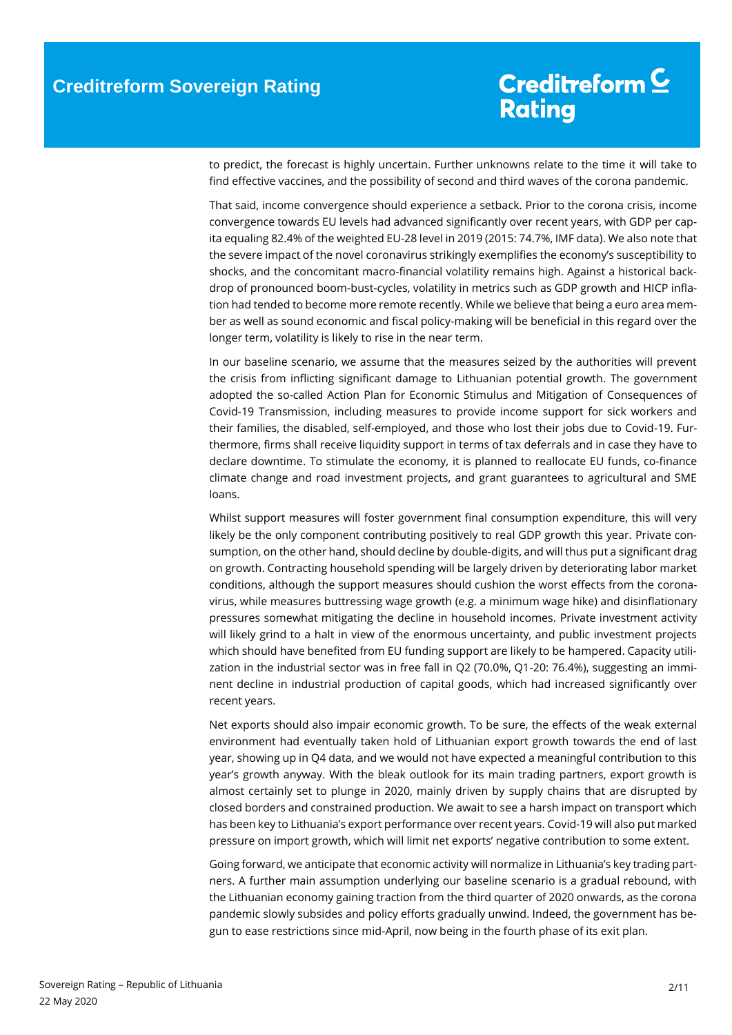to predict, the forecast is highly uncertain. Further unknowns relate to the time it will take to find effective vaccines, and the possibility of second and third waves of the corona pandemic.

That said, income convergence should experience a setback. Prior to the corona crisis, income convergence towards EU levels had advanced significantly over recent years, with GDP per capita equaling 82.4% of the weighted EU-28 level in 2019 (2015: 74.7%, IMF data). We also note that the severe impact of the novel coronavirus strikingly exemplifies the economy's susceptibility to shocks, and the concomitant macro-financial volatility remains high. Against a historical backdrop of pronounced boom-bust-cycles, volatility in metrics such as GDP growth and HICP inflation had tended to become more remote recently. While we believe that being a euro area member as well as sound economic and fiscal policy-making will be beneficial in this regard over the longer term, volatility is likely to rise in the near term.

In our baseline scenario, we assume that the measures seized by the authorities will prevent the crisis from inflicting significant damage to Lithuanian potential growth. The government adopted the so-called Action Plan for Economic Stimulus and Mitigation of Consequences of Covid-19 Transmission, including measures to provide income support for sick workers and their families, the disabled, self-employed, and those who lost their jobs due to Covid-19. Furthermore, firms shall receive liquidity support in terms of tax deferrals and in case they have to declare downtime. To stimulate the economy, it is planned to reallocate EU funds, co-finance climate change and road investment projects, and grant guarantees to agricultural and SME loans.

Whilst support measures will foster government final consumption expenditure, this will very likely be the only component contributing positively to real GDP growth this year. Private consumption, on the other hand, should decline by double-digits, and will thus put a significant drag on growth. Contracting household spending will be largely driven by deteriorating labor market conditions, although the support measures should cushion the worst effects from the coronavirus, while measures buttressing wage growth (e.g. a minimum wage hike) and disinflationary pressures somewhat mitigating the decline in household incomes. Private investment activity will likely grind to a halt in view of the enormous uncertainty, and public investment projects which should have benefited from EU funding support are likely to be hampered. Capacity utilization in the industrial sector was in free fall in Q2 (70.0%, Q1-20: 76.4%), suggesting an imminent decline in industrial production of capital goods, which had increased significantly over recent years.

Net exports should also impair economic growth. To be sure, the effects of the weak external environment had eventually taken hold of Lithuanian export growth towards the end of last year, showing up in Q4 data, and we would not have expected a meaningful contribution to this year's growth anyway. With the bleak outlook for its main trading partners, export growth is almost certainly set to plunge in 2020, mainly driven by supply chains that are disrupted by closed borders and constrained production. We await to see a harsh impact on transport which has been key to Lithuania's export performance over recent years. Covid-19 will also put marked pressure on import growth, which will limit net exports' negative contribution to some extent.

Going forward, we anticipate that economic activity will normalize in Lithuania's key trading partners. A further main assumption underlying our baseline scenario is a gradual rebound, with the Lithuanian economy gaining traction from the third quarter of 2020 onwards, as the corona pandemic slowly subsides and policy efforts gradually unwind. Indeed, the government has begun to ease restrictions since mid-April, now being in the fourth phase of its exit plan.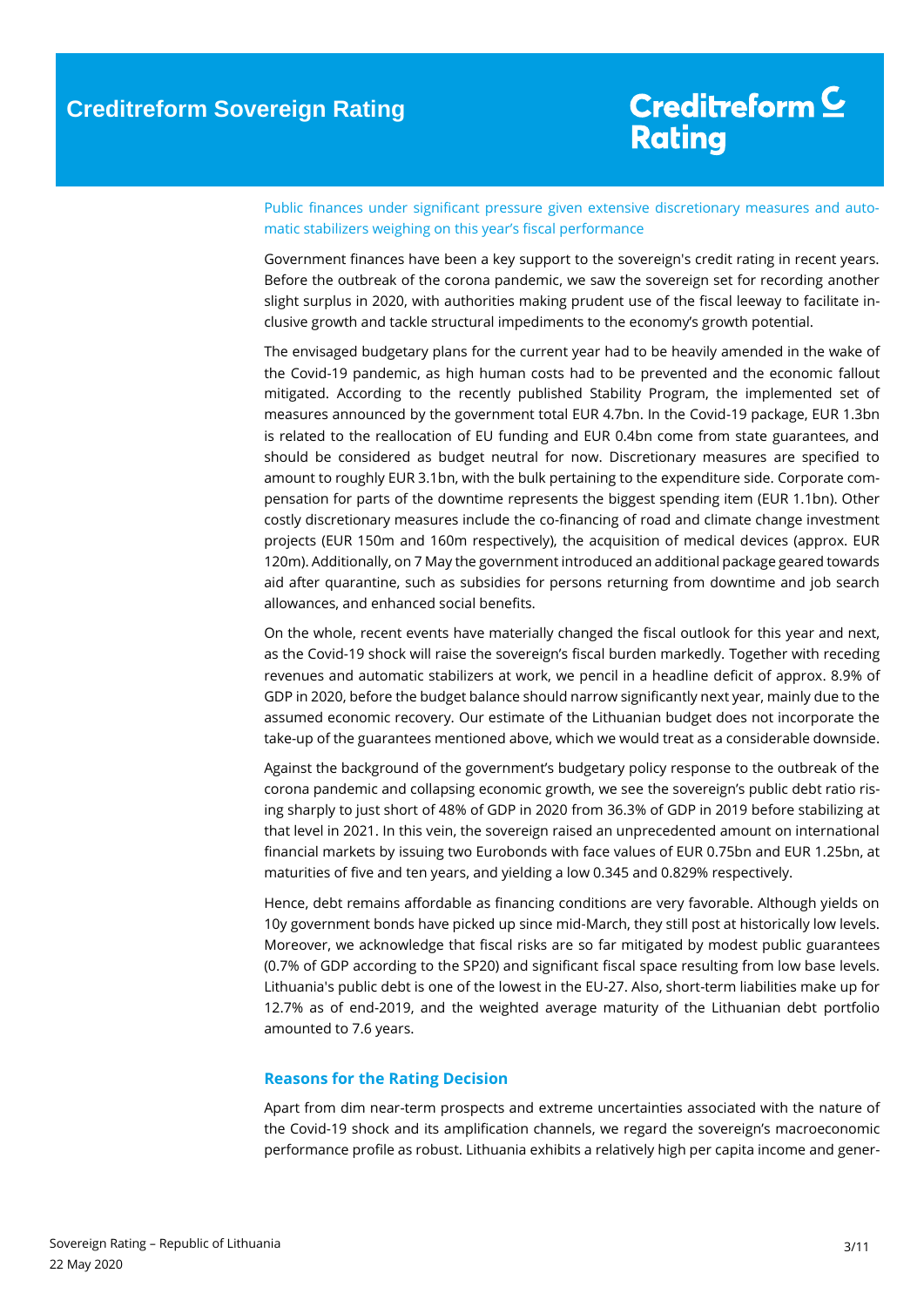Public finances under significant pressure given extensive discretionary measures and automatic stabilizers weighing on this year's fiscal performance

Government finances have been a key support to the sovereign's credit rating in recent years. Before the outbreak of the corona pandemic, we saw the sovereign set for recording another slight surplus in 2020, with authorities making prudent use of the fiscal leeway to facilitate inclusive growth and tackle structural impediments to the economy's growth potential.

The envisaged budgetary plans for the current year had to be heavily amended in the wake of the Covid-19 pandemic, as high human costs had to be prevented and the economic fallout mitigated. According to the recently published Stability Program, the implemented set of measures announced by the government total EUR 4.7bn. In the Covid-19 package, EUR 1.3bn is related to the reallocation of EU funding and EUR 0.4bn come from state guarantees, and should be considered as budget neutral for now. Discretionary measures are specified to amount to roughly EUR 3.1bn, with the bulk pertaining to the expenditure side. Corporate compensation for parts of the downtime represents the biggest spending item (EUR 1.1bn). Other costly discretionary measures include the co-financing of road and climate change investment projects (EUR 150m and 160m respectively), the acquisition of medical devices (approx. EUR 120m). Additionally, on 7 May the government introduced an additional package geared towards aid after quarantine, such as subsidies for persons returning from downtime and job search allowances, and enhanced social benefits.

On the whole, recent events have materially changed the fiscal outlook for this year and next, as the Covid-19 shock will raise the sovereign's fiscal burden markedly. Together with receding revenues and automatic stabilizers at work, we pencil in a headline deficit of approx. 8.9% of GDP in 2020, before the budget balance should narrow significantly next year, mainly due to the assumed economic recovery. Our estimate of the Lithuanian budget does not incorporate the take-up of the guarantees mentioned above, which we would treat as a considerable downside.

Against the background of the government's budgetary policy response to the outbreak of the corona pandemic and collapsing economic growth, we see the sovereign's public debt ratio rising sharply to just short of 48% of GDP in 2020 from 36.3% of GDP in 2019 before stabilizing at that level in 2021. In this vein, the sovereign raised an unprecedented amount on international financial markets by issuing two Eurobonds with face values of EUR 0.75bn and EUR 1.25bn, at maturities of five and ten years, and yielding a low 0.345 and 0.829% respectively.

Hence, debt remains affordable as financing conditions are very favorable. Although yields on 10y government bonds have picked up since mid-March, they still post at historically low levels. Moreover, we acknowledge that fiscal risks are so far mitigated by modest public guarantees (0.7% of GDP according to the SP20) and significant fiscal space resulting from low base levels. Lithuania's public debt is one of the lowest in the EU-27. Also, short-term liabilities make up for 12.7% as of end-2019, and the weighted average maturity of the Lithuanian debt portfolio amounted to 7.6 years.

## Reasons for the Rating Decision

Apart from dim near-term prospects and extreme uncertainties associated with the nature of the Covid-19 shock and its amplification channels, we regard the sovereign's macroeconomic performance profile as robust. Lithuania exhibits a relatively high per capita income and gener-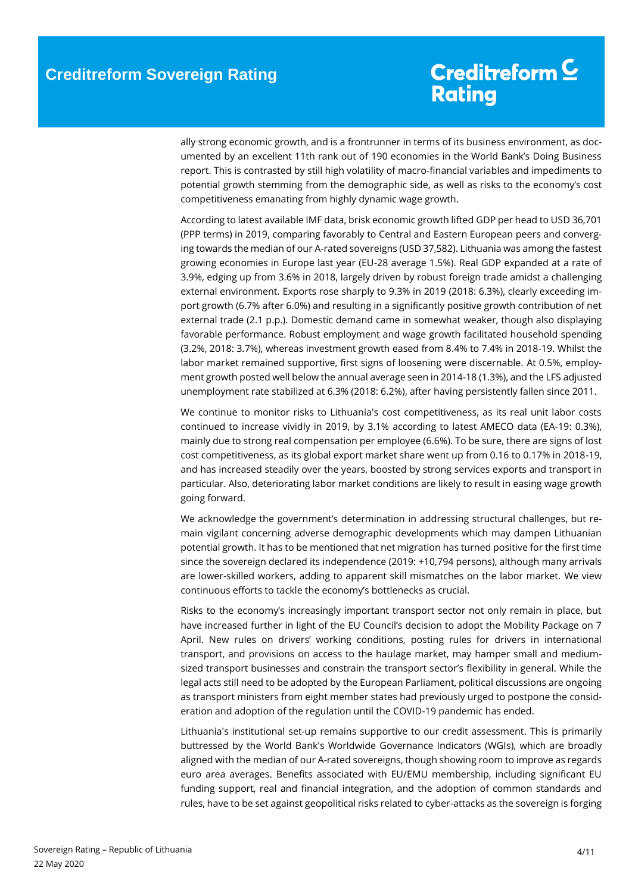ally strong economic growth, and is a frontrunner in terms of its business environment, as documented by an excellent 11th rank out of 190 economies in the World Bank's Doing Business report. This is contrasted by still high volatility of macro-financial variables and impediments to potential growth stemming from the demographic side, as well as risks to the economy's cost competitiveness emanating from highly dynamic wage growth.

According to latest available IMF data, brisk economic growth lifted GDP per head to USD 36,701 (PPP terms) in 2019, comparing favorably to Central and Eastern European peers and converging towards the median of our A-rated sovereigns (USD 37,582). Lithuania was among the fastest growing economies in Europe last year (EU-28 average 1.5%). Real GDP expanded at a rate of 3.9%, edging up from 3.6% in 2018, largely driven by robust foreign trade amidst a challenging external environment. Exports rose sharply to 9.3% in 2019 (2018: 6.3%), clearly exceeding import growth (6.7% after 6.0%) and resulting in a significantly positive growth contribution of net external trade (2.1 p.p.). Domestic demand came in somewhat weaker, though also displaying favorable performance. Robust employment and wage growth facilitated household spending (3.2%, 2018: 3.7%), whereas investment growth eased from 8.4% to 7.4% in 2018-19. Whilst the labor market remained supportive, first signs of loosening were discernable. At 0.5%, employment growth posted well below the annual average seen in 2014-18 (1.3%), and the LFS adjusted unemployment rate stabilized at 6.3% (2018: 6.2%), after having persistently fallen since 2011.

We continue to monitor risks to Lithuania's cost competitiveness, as its real unit labor costs continued to increase vividly in 2019, by 3.1% according to latest AMECO data (EA-19: 0.3%), mainly due to strong real compensation per employee (6.6%). To be sure, there are signs of lost cost competitiveness, as its global export market share went up from 0.16 to 0.17% in 2018-19, and has increased steadily over the years, boosted by strong services exports and transport in particular. Also, deteriorating labor market conditions are likely to result in easing wage growth going forward.

We acknowledge the government's determination in addressing structural challenges, but remain vigilant concerning adverse demographic developments which may dampen Lithuanian potential growth. It has to be mentioned that net migration has turned positive for the first time since the sovereign declared its independence (2019: +10,794 persons), although many arrivals are lower-skilled workers, adding to apparent skill mismatches on the labor market. We view continuous efforts to tackle the economy's bottlenecks as crucial.

Risks to the economy's increasingly important transport sector not only remain in place, but have increased further in light of the EU Council's decision to adopt the Mobility Package on 7 April. New rules on drivers' working conditions, posting rules for drivers in international transport, and provisions on access to the haulage market, may hamper small and medium-sized transport businesses and constrain the transport sector's flexibility in general. While the legal acts still need to be adopted by the European Parliament, political discussions are ongoing as transport ministers from eight member states had previously urged to postpone the consideration and adoption of the regulation until the COVID-19 pandemic has ended.

Lithuania's institutional set-up remains supportive to our credit assessment. This is primarily buttressed by the World Bank's Worldwide Governance Indicators (WGIs), which are broadly aligned with the median of our A-rated sovereigns, though showing room to improve as regards euro area averages. Benefits associated with EU/EMU membership, including significant EU funding support, real and financial integration, and the adoption of common standards and rules, have to be set against geopolitical risks related to cyber-attacks as the sovereign is forging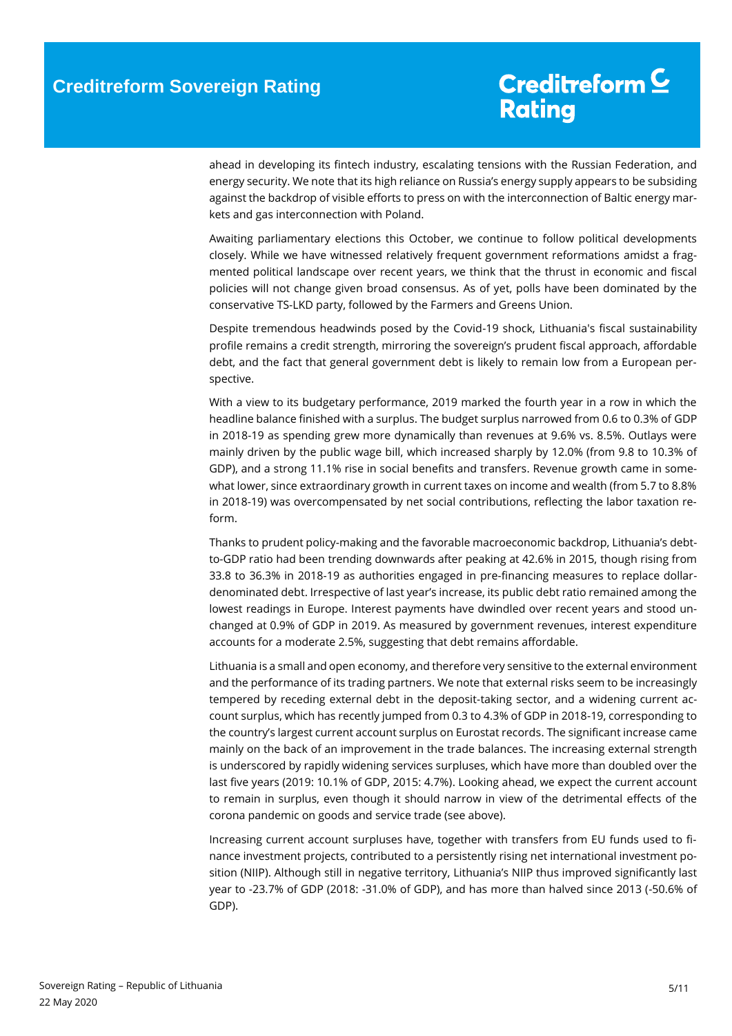ahead in developing its fintech industry, escalating tensions with the Russian Federation, and energy security. We note that its high reliance on Russia's energy supply appears to be subsiding against the backdrop of visible efforts to press on with the interconnection of Baltic energy markets and gas interconnection with Poland.

Awaiting parliamentary elections this October, we continue to follow political developments closely. While we have witnessed relatively frequent government reformations amidst a fragmented political landscape over recent years, we think that the thrust in economic and fiscal policies will not change given broad consensus. As of yet, polls have been dominated by the conservative TS-LKD party, followed by the Farmers and Greens Union.

Despite tremendous headwinds posed by the Covid-19 shock, Lithuania's fiscal sustainability profile remains a credit strength, mirroring the sovereign's prudent fiscal approach, affordable debt, and the fact that general government debt is likely to remain low from a European perspective.

With a view to its budgetary performance, 2019 marked the fourth year in a row in which the headline balance finished with a surplus. The budget surplus narrowed from 0.6 to 0.3% of GDP in 2018-19 as spending grew more dynamically than revenues at 9.6% vs. 8.5%. Outlays were mainly driven by the public wage bill, which increased sharply by 12.0% (from 9.8 to 10.3% of GDP), and a strong 11.1% rise in social benefits and transfers. Revenue growth came in somewhat lower, since extraordinary growth in current taxes on income and wealth (from 5.7 to 8.8% in 2018-19) was overcompensated by net social contributions, reflecting the labor taxation reform.

Thanks to prudent policy-making and the favorable macroeconomic backdrop, Lithuania's debt-to-GDP ratio had been trending downwards after peaking at 42.6% in 2015, though rising from 33.8 to 36.3% in 2018-19 as authorities engaged in pre-financing measures to replace dollar-denominated debt. Irrespective of last year's increase, its public debt ratio remained among the lowest readings in Europe. Interest payments have dwindled over recent years and stood unchanged at 0.9% of GDP in 2019. As measured by government revenues, interest expenditure accounts for a moderate 2.5%, suggesting that debt remains affordable.

Lithuania is a small and open economy, and therefore very sensitive to the external environment and the performance of its trading partners. We note that external risks seem to be increasingly tempered by receding external debt in the deposit-taking sector, and a widening current account surplus, which has recently jumped from 0.3 to 4.3% of GDP in 2018-19, corresponding to the country's largest current account surplus on Eurostat records. The significant increase came mainly on the back of an improvement in the trade balances. The increasing external strength is underscored by rapidly widening services surpluses, which have more than doubled over the last five years (2019: 10.1% of GDP, 2015: 4.7%). Looking ahead, we expect the current account to remain in surplus, even though it should narrow in view of the detrimental effects of the corona pandemic on goods and service trade (see above).

Increasing current account surpluses have, together with transfers from EU funds used to finance investment projects, contributed to a persistently rising net international investment position (NIIP). Although still in negative territory, Lithuania's NIIP thus improved significantly last year to -23.7% of GDP (2018: -31.0% of GDP), and has more than halved since 2013 (-50.6% of GDP).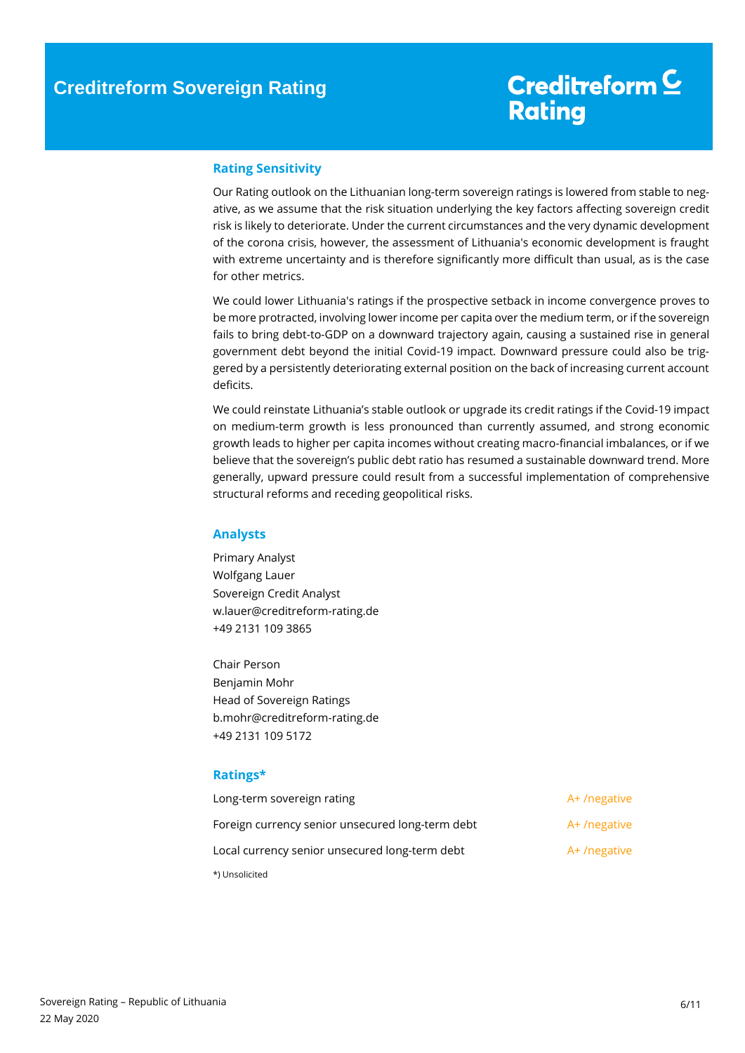## Rating Sensitivity

Our Rating outlook on the Lithuanian long-term sovereign ratings is lowered from stable to negative, as we assume that the risk situation underlying the key factors affecting sovereign credit risk is likely to deteriorate. Under the current circumstances and the very dynamic development of the corona crisis, however, the assessment of Lithuania's economic development is fraught with extreme uncertainty and is therefore significantly more difficult than usual, as is the case for other metrics.

We could lower Lithuania's ratings if the prospective setback in income convergence proves to be more protracted, involving lower income per capita over the medium term, or if the sovereign fails to bring debt-to-GDP on a downward trajectory again, causing a sustained rise in general government debt beyond the initial Covid-19 impact. Downward pressure could also be triggered by a persistently deteriorating external position on the back of increasing current account deficits.

We could reinstate Lithuania's stable outlook or upgrade its credit ratings if the Covid-19 impact on medium-term growth is less pronounced than currently assumed, and strong economic growth leads to higher per capita incomes without creating macro-financial imbalances, or if we believe that the sovereign's public debt ratio has resumed a sustainable downward trend. More generally, upward pressure could result from a successful implementation of comprehensive structural reforms and receding geopolitical risks.

## Analysts

Primary Analyst
Wolfgang Lauer
Sovereign Credit Analyst
w.lauer@creditreform-rating.de
+49 2131 109 3865

Chair Person
Benjamin Mohr
Head of Sovereign Ratings
b.mohr@creditreform-rating.de
+49 2131 109 5172

## Ratings*

| | |
|---|---|
| Long-term sovereign rating | A+ /negative |
| Foreign currency senior unsecured long-term debt | A+ /negative |
| Local currency senior unsecured long-term debt | A+ /negative |

*) Unsolicited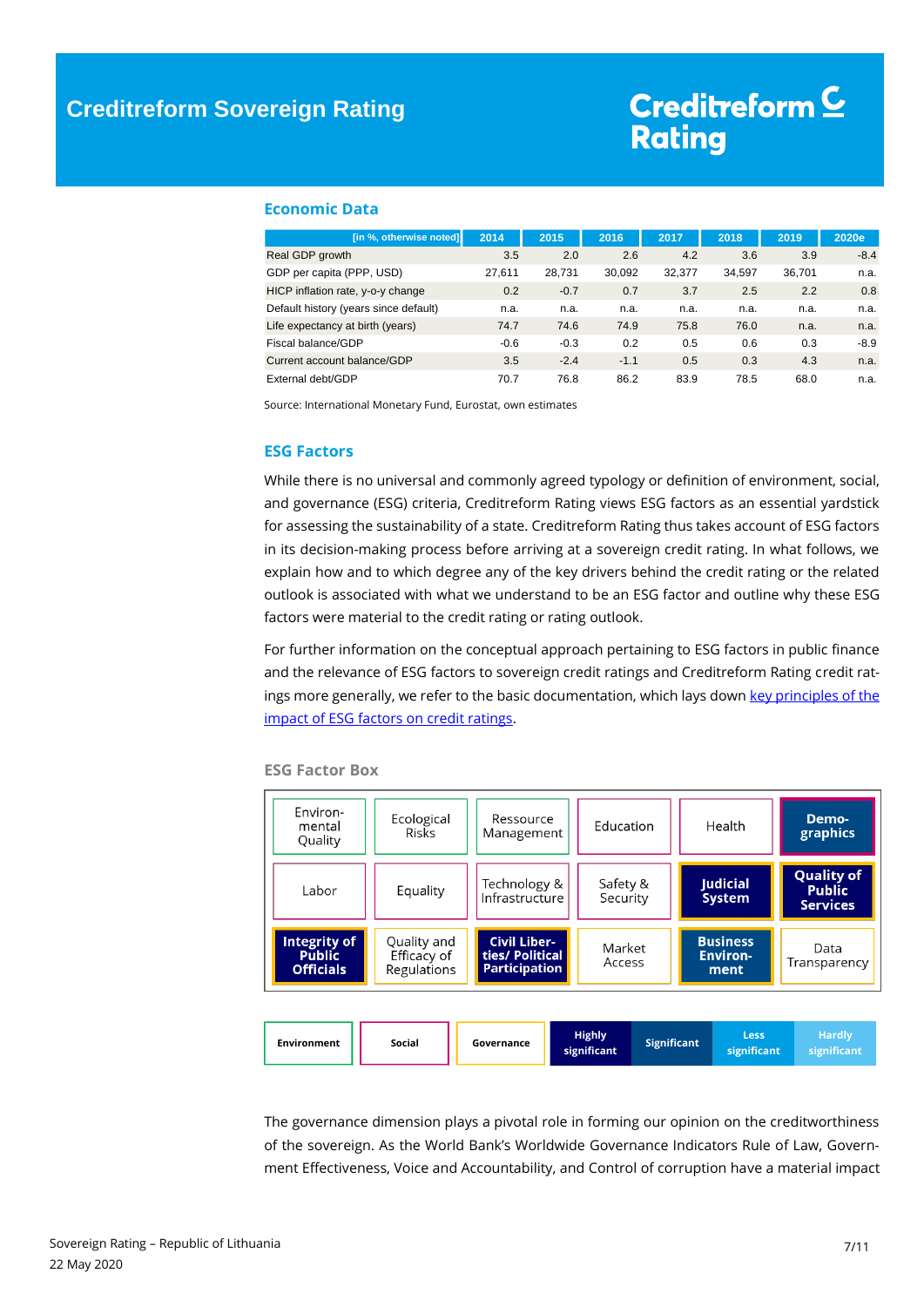## Economic Data

| [in %, otherwise noted] | 2014 | 2015 | 2016 | 2017 | 2018 | 2019 | 2020e |
|---|---|---|---|---|---|---|---|
| Real GDP growth | 3.5 | 2.0 | 2.6 | 4.2 | 3.6 | 3.9 | -8.4 |
| GDP per capita (PPP, USD) | 27,611 | 28,731 | 30,092 | 32,377 | 34,597 | 36,701 | n.a. |
| HICP inflation rate, y-o-y change | 0.2 | -0.7 | 0.7 | 3.7 | 2.5 | 2.2 | 0.8 |
| Default history (years since default) | n.a. | n.a. | n.a. | n.a. | n.a. | n.a. | n.a. |
| Life expectancy at birth (years) | 74.7 | 74.6 | 74.9 | 75.8 | 76.0 | n.a. | n.a. |
| Fiscal balance/GDP | -0.6 | -0.3 | 0.2 | 0.5 | 0.6 | 0.3 | -8.9 |
| Current account balance/GDP | 3.5 | -2.4 | -1.1 | 0.5 | 0.3 | 4.3 | n.a. |
| External debt/GDP | 70.7 | 76.8 | 86.2 | 83.9 | 78.5 | 68.0 | n.a. |

Source: International Monetary Fund, Eurostat, own estimates

## ESG Factors

While there is no universal and commonly agreed typology or definition of environment, social, and governance (ESG) criteria, Creditreform Rating views ESG factors as an essential yardstick for assessing the sustainability of a state. Creditreform Rating thus takes account of ESG factors in its decision-making process before arriving at a sovereign credit rating. In what follows, we explain how and to which degree any of the key drivers behind the credit rating or the related outlook is associated with what we understand to be an ESG factor and outline why these ESG factors were material to the credit rating or rating outlook.

For further information on the conceptual approach pertaining to ESG factors in public finance and the relevance of ESG factors to sovereign credit ratings and Creditreform Rating credit ratings more generally, we refer to the basic documentation, which lays down key principles of the impact of ESG factors on credit ratings.

### ESG Factor Box

| | | | | | |
|---|---|---|---|---|---|
| Environmental Quality | Ecological Risks | Ressource Management | Education | Health | **Demographics** |
| Labor | Equality | Technology & Infrastructure | Safety & Security | **Judicial System** | **Quality of Public Services** |
| **Integrity of Public Officials** | Quality and Efficacy of Regulations | **Civil Liberties/ Political Participation** | Market Access | **Business Environment** | Data Transparency |

Legend: Environment | Social | Governance | Highly significant | Significant | Less significant | Hardly significant

The governance dimension plays a pivotal role in forming our opinion on the creditworthiness of the sovereign. As the World Bank's Worldwide Governance Indicators Rule of Law, Government Effectiveness, Voice and Accountability, and Control of corruption have a material impact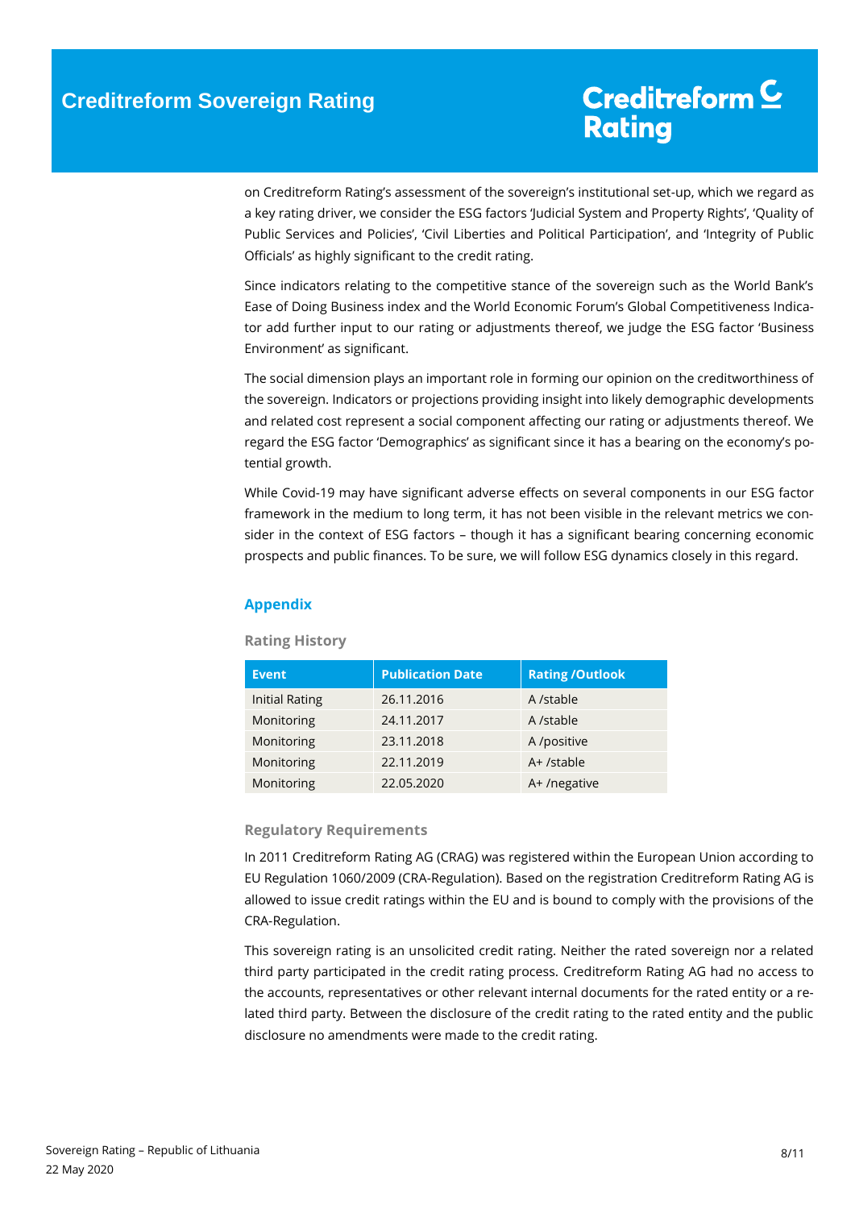on Creditreform Rating's assessment of the sovereign's institutional set-up, which we regard as a key rating driver, we consider the ESG factors 'Judicial System and Property Rights', 'Quality of Public Services and Policies', 'Civil Liberties and Political Participation', and 'Integrity of Public Officials' as highly significant to the credit rating.

Since indicators relating to the competitive stance of the sovereign such as the World Bank's Ease of Doing Business index and the World Economic Forum's Global Competitiveness Indicator add further input to our rating or adjustments thereof, we judge the ESG factor 'Business Environment' as significant.

The social dimension plays an important role in forming our opinion on the creditworthiness of the sovereign. Indicators or projections providing insight into likely demographic developments and related cost represent a social component affecting our rating or adjustments thereof. We regard the ESG factor 'Demographics' as significant since it has a bearing on the economy's potential growth.

While Covid-19 may have significant adverse effects on several components in our ESG factor framework in the medium to long term, it has not been visible in the relevant metrics we consider in the context of ESG factors – though it has a significant bearing concerning economic prospects and public finances. To be sure, we will follow ESG dynamics closely in this regard.

## Appendix

### Rating History

| Event | Publication Date | Rating /Outlook |
|---|---|---|
| Initial Rating | 26.11.2016 | A /stable |
| Monitoring | 24.11.2017 | A /stable |
| Monitoring | 23.11.2018 | A /positive |
| Monitoring | 22.11.2019 | A+ /stable |
| Monitoring | 22.05.2020 | A+ /negative |

### Regulatory Requirements

In 2011 Creditreform Rating AG (CRAG) was registered within the European Union according to EU Regulation 1060/2009 (CRA-Regulation). Based on the registration Creditreform Rating AG is allowed to issue credit ratings within the EU and is bound to comply with the provisions of the CRA-Regulation.

This sovereign rating is an unsolicited credit rating. Neither the rated sovereign nor a related third party participated in the credit rating process. Creditreform Rating AG had no access to the accounts, representatives or other relevant internal documents for the rated entity or a related third party. Between the disclosure of the credit rating to the rated entity and the public disclosure no amendments were made to the credit rating.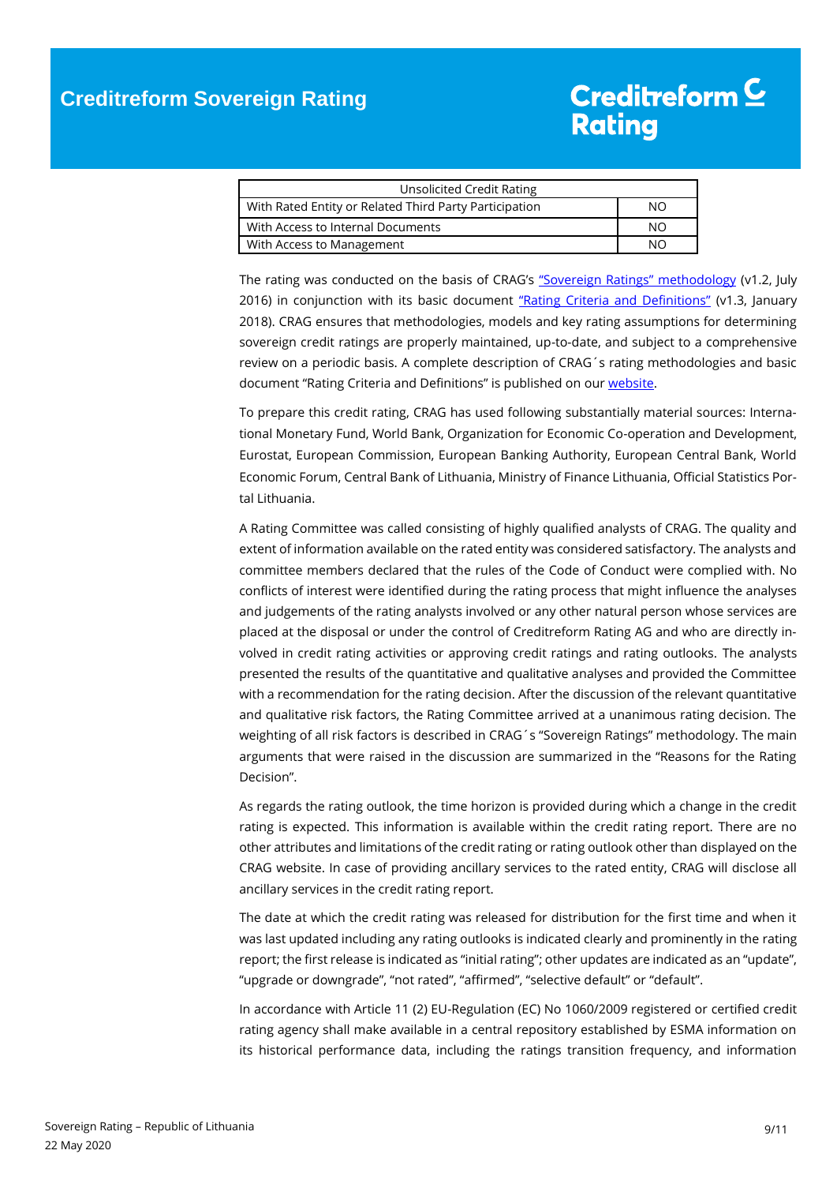| Unsolicited Credit Rating | |
|---|---|
| With Rated Entity or Related Third Party Participation | NO |
| With Access to Internal Documents | NO |
| With Access to Management | NO |

The rating was conducted on the basis of CRAG's "Sovereign Ratings" methodology (v1.2, July 2016) in conjunction with its basic document "Rating Criteria and Definitions" (v1.3, January 2018). CRAG ensures that methodologies, models and key rating assumptions for determining sovereign credit ratings are properly maintained, up-to-date, and subject to a comprehensive review on a periodic basis. A complete description of CRAG´s rating methodologies and basic document "Rating Criteria and Definitions" is published on our website.

To prepare this credit rating, CRAG has used following substantially material sources: International Monetary Fund, World Bank, Organization for Economic Co-operation and Development, Eurostat, European Commission, European Banking Authority, European Central Bank, World Economic Forum, Central Bank of Lithuania, Ministry of Finance Lithuania, Official Statistics Portal Lithuania.

A Rating Committee was called consisting of highly qualified analysts of CRAG. The quality and extent of information available on the rated entity was considered satisfactory. The analysts and committee members declared that the rules of the Code of Conduct were complied with. No conflicts of interest were identified during the rating process that might influence the analyses and judgements of the rating analysts involved or any other natural person whose services are placed at the disposal or under the control of Creditreform Rating AG and who are directly involved in credit rating activities or approving credit ratings and rating outlooks. The analysts presented the results of the quantitative and qualitative analyses and provided the Committee with a recommendation for the rating decision. After the discussion of the relevant quantitative and qualitative risk factors, the Rating Committee arrived at a unanimous rating decision. The weighting of all risk factors is described in CRAG´s "Sovereign Ratings" methodology. The main arguments that were raised in the discussion are summarized in the "Reasons for the Rating Decision".

As regards the rating outlook, the time horizon is provided during which a change in the credit rating is expected. This information is available within the credit rating report. There are no other attributes and limitations of the credit rating or rating outlook other than displayed on the CRAG website. In case of providing ancillary services to the rated entity, CRAG will disclose all ancillary services in the credit rating report.

The date at which the credit rating was released for distribution for the first time and when it was last updated including any rating outlooks is indicated clearly and prominently in the rating report; the first release is indicated as "initial rating"; other updates are indicated as an "update", "upgrade or downgrade", "not rated", "affirmed", "selective default" or "default".

In accordance with Article 11 (2) EU-Regulation (EC) No 1060/2009 registered or certified credit rating agency shall make available in a central repository established by ESMA information on its historical performance data, including the ratings transition frequency, and information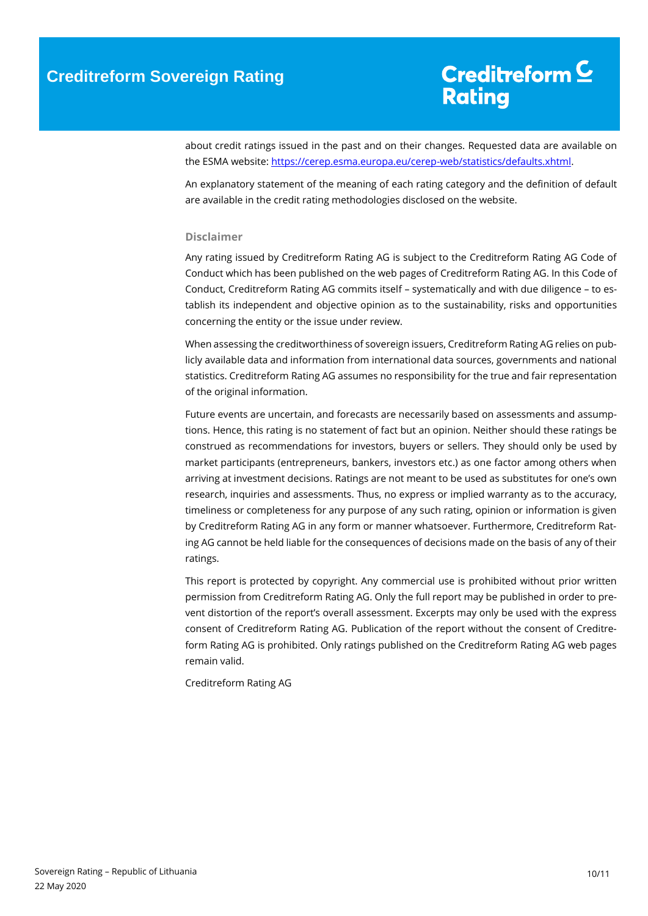about credit ratings issued in the past and on their changes. Requested data are available on the ESMA website: [https://cerep.esma.europa.eu/cerep-web/statistics/defaults.xhtml](https://cerep.esma.europa.eu/cerep-web/statistics/defaults.xhtml).

An explanatory statement of the meaning of each rating category and the definition of default are available in the credit rating methodologies disclosed on the website.

#### Disclaimer

Any rating issued by Creditreform Rating AG is subject to the Creditreform Rating AG Code of Conduct which has been published on the web pages of Creditreform Rating AG. In this Code of Conduct, Creditreform Rating AG commits itself – systematically and with due diligence – to establish its independent and objective opinion as to the sustainability, risks and opportunities concerning the entity or the issue under review.

When assessing the creditworthiness of sovereign issuers, Creditreform Rating AG relies on publicly available data and information from international data sources, governments and national statistics. Creditreform Rating AG assumes no responsibility for the true and fair representation of the original information.

Future events are uncertain, and forecasts are necessarily based on assessments and assumptions. Hence, this rating is no statement of fact but an opinion. Neither should these ratings be construed as recommendations for investors, buyers or sellers. They should only be used by market participants (entrepreneurs, bankers, investors etc.) as one factor among others when arriving at investment decisions. Ratings are not meant to be used as substitutes for one's own research, inquiries and assessments. Thus, no express or implied warranty as to the accuracy, timeliness or completeness for any purpose of any such rating, opinion or information is given by Creditreform Rating AG in any form or manner whatsoever. Furthermore, Creditreform Rating AG cannot be held liable for the consequences of decisions made on the basis of any of their ratings.

This report is protected by copyright. Any commercial use is prohibited without prior written permission from Creditreform Rating AG. Only the full report may be published in order to prevent distortion of the report's overall assessment. Excerpts may only be used with the express consent of Creditreform Rating AG. Publication of the report without the consent of Creditreform Rating AG is prohibited. Only ratings published on the Creditreform Rating AG web pages remain valid.

Creditreform Rating AG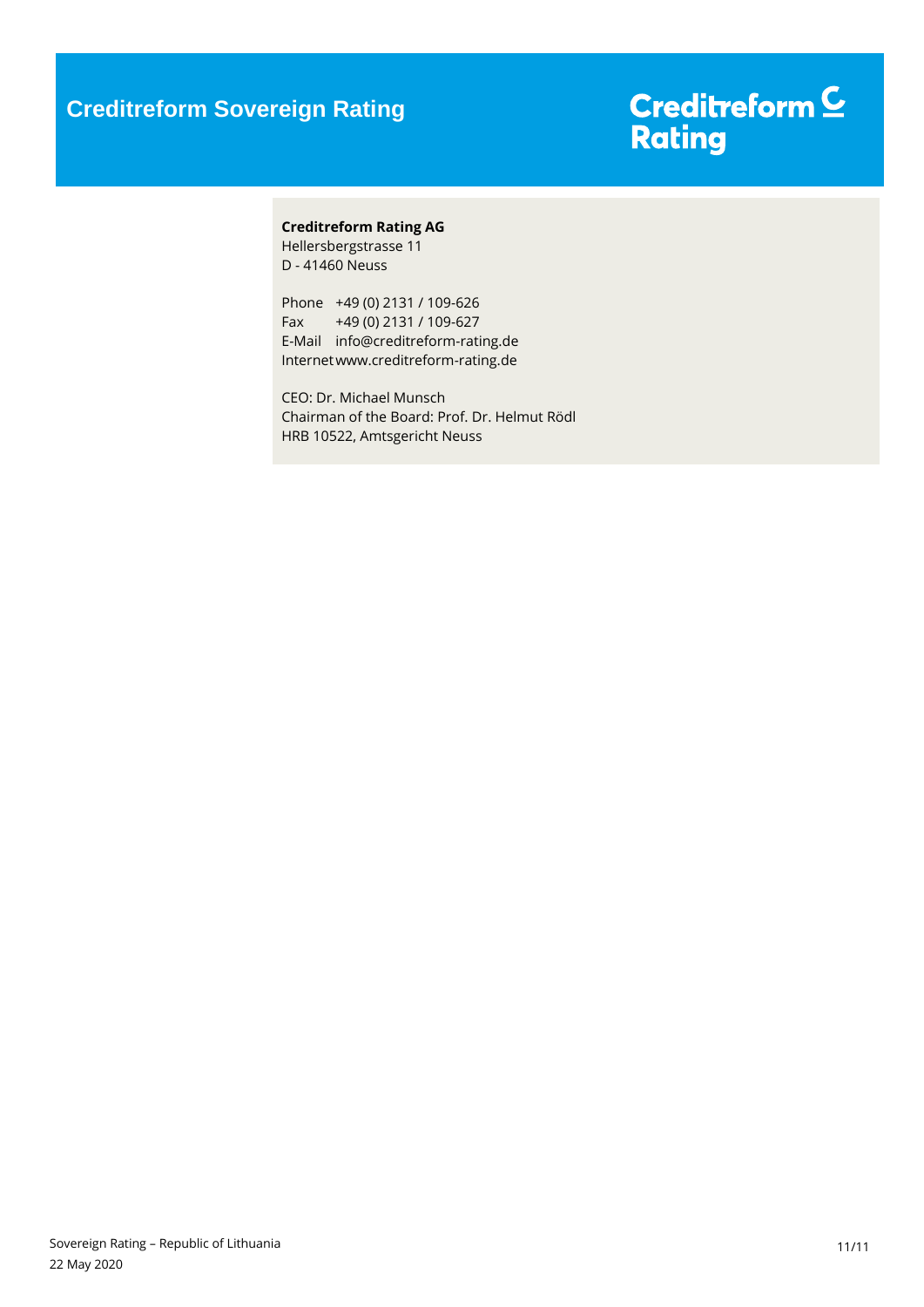**Creditreform Rating AG**
Hellersbergstrasse 11
D - 41460 Neuss

Phone +49 (0) 2131 / 109-626
Fax +49 (0) 2131 / 109-627
E-Mail info@creditreform-rating.de
Internet www.creditreform-rating.de

CEO: Dr. Michael Munsch
Chairman of the Board: Prof. Dr. Helmut Rödl
HRB 10522, Amtsgericht Neuss